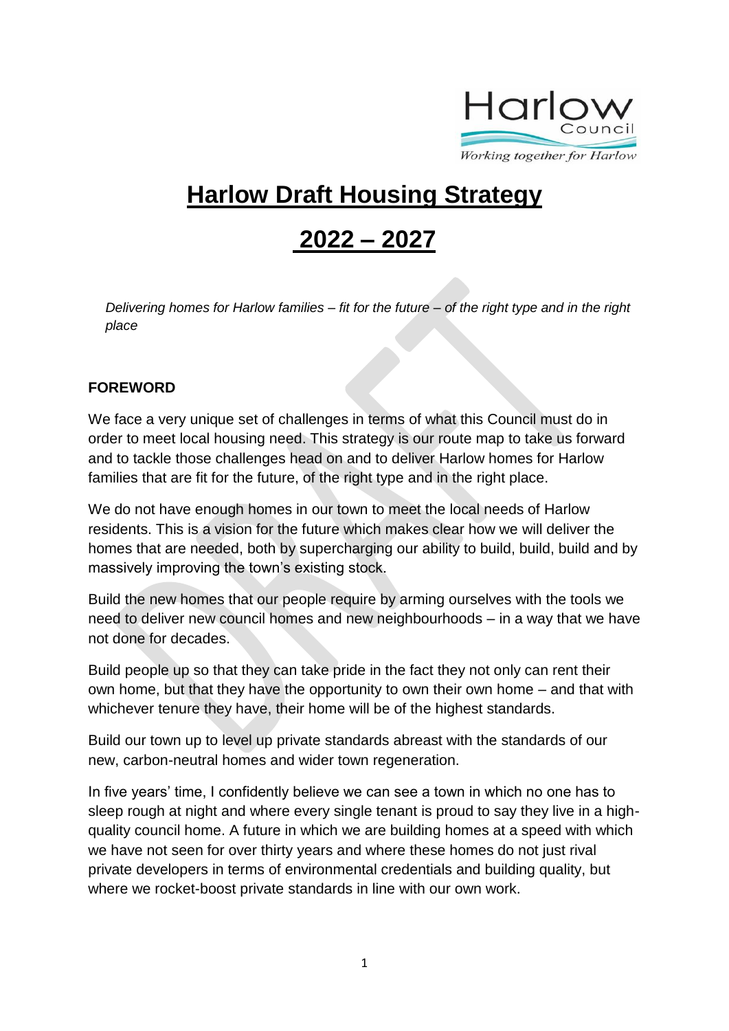Harlow Council

*Working together for Harlow*

# Harlow Draft Housing Strategy

# 2022 – 2027

*Delivering homes for Harlow families – fit for the future – of the right type and in the right place*

**FOREWORD**

We face a very unique set of challenges in terms of what this Council must do in order to meet local housing need. This strategy is our route map to take us forward and to tackle those challenges head on and to deliver Harlow homes for Harlow families that are fit for the future, of the right type and in the right place.

We do not have enough homes in our town to meet the local needs of Harlow residents. This is a vision for the future which makes clear how we will deliver the homes that are needed, both by supercharging our ability to build, build, build and by massively improving the town's existing stock.

Build the new homes that our people require by arming ourselves with the tools we need to deliver new council homes and new neighbourhoods – in a way that we have not done for decades.

Build people up so that they can take pride in the fact they not only can rent their own home, but that they have the opportunity to own their own home – and that with whichever tenure they have, their home will be of the highest standards.

Build our town up to level up private standards abreast with the standards of our new, carbon-neutral homes and wider town regeneration.

In five years' time, I confidently believe we can see a town in which no one has to sleep rough at night and where every single tenant is proud to say they live in a high-quality council home. A future in which we are building homes at a speed with which we have not seen for over thirty years and where these homes do not just rival private developers in terms of environmental credentials and building quality, but where we rocket-boost private standards in line with our own work.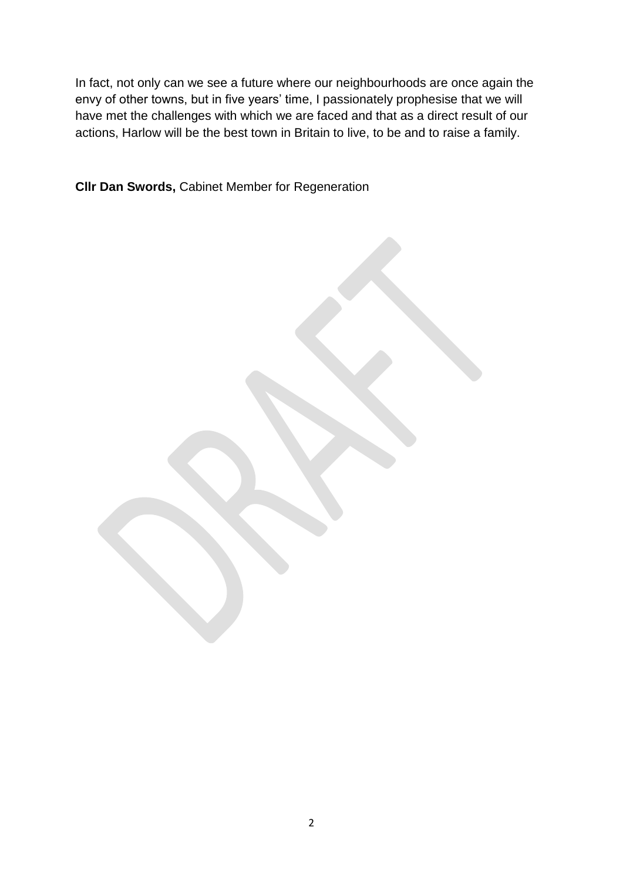In fact, not only can we see a future where our neighbourhoods are once again the envy of other towns, but in five years' time, I passionately prophesise that we will have met the challenges with which we are faced and that as a direct result of our actions, Harlow will be the best town in Britain to live, to be and to raise a family.

**Cllr Dan Swords,** Cabinet Member for Regeneration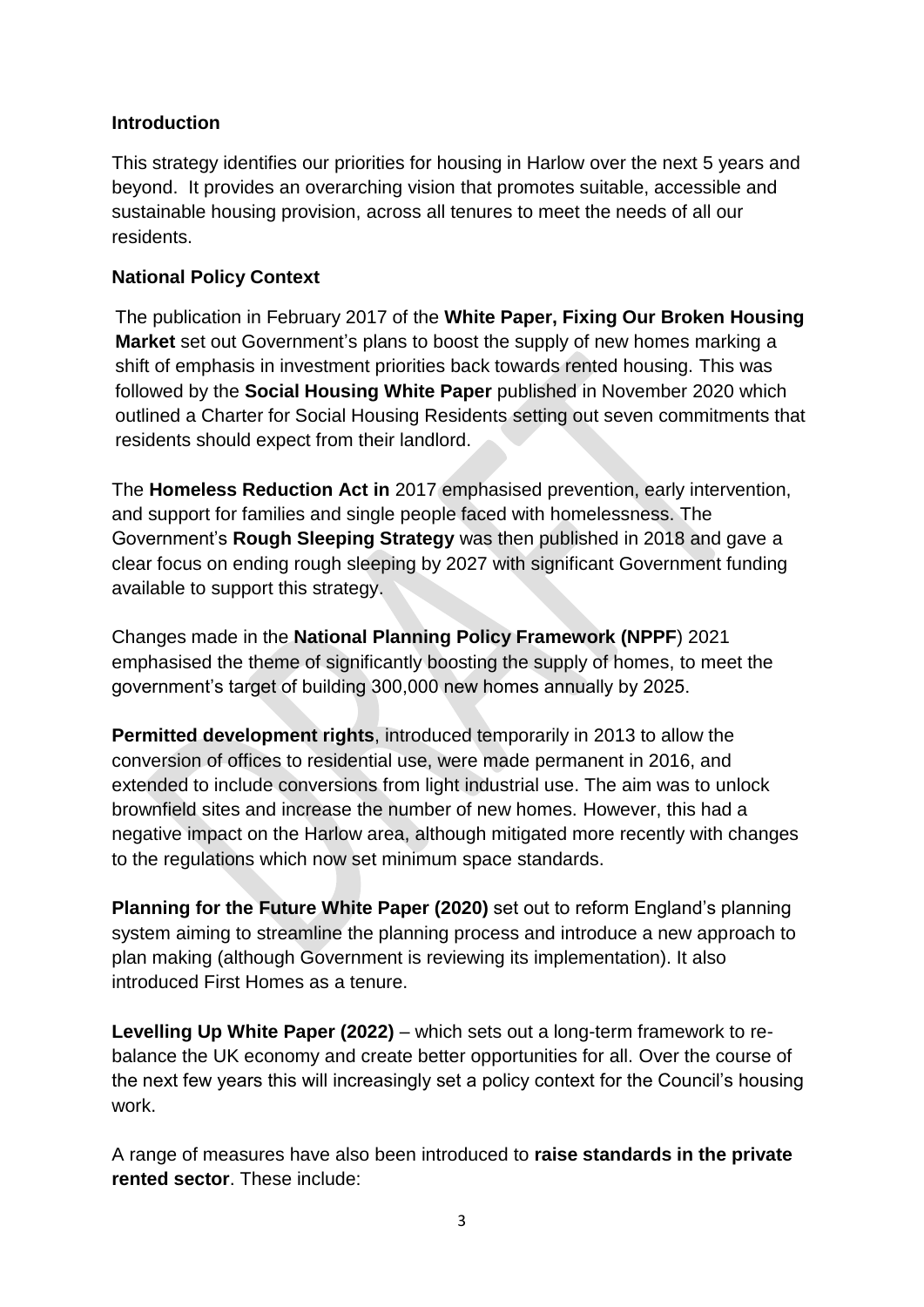**Introduction**

This strategy identifies our priorities for housing in Harlow over the next 5 years and beyond. It provides an overarching vision that promotes suitable, accessible and sustainable housing provision, across all tenures to meet the needs of all our residents.

**National Policy Context**

The publication in February 2017 of the **White Paper, Fixing Our Broken Housing Market** set out Government's plans to boost the supply of new homes marking a shift of emphasis in investment priorities back towards rented housing. This was followed by the **Social Housing White Paper** published in November 2020 which outlined a Charter for Social Housing Residents setting out seven commitments that residents should expect from their landlord.

The **Homeless Reduction Act in** 2017 emphasised prevention, early intervention, and support for families and single people faced with homelessness. The Government's **Rough Sleeping Strategy** was then published in 2018 and gave a clear focus on ending rough sleeping by 2027 with significant Government funding available to support this strategy.

Changes made in the **National Planning Policy Framework (NPPF**) 2021 emphasised the theme of significantly boosting the supply of homes, to meet the government's target of building 300,000 new homes annually by 2025.

**Permitted development rights**, introduced temporarily in 2013 to allow the conversion of offices to residential use, were made permanent in 2016, and extended to include conversions from light industrial use. The aim was to unlock brownfield sites and increase the number of new homes. However, this had a negative impact on the Harlow area, although mitigated more recently with changes to the regulations which now set minimum space standards.

**Planning for the Future White Paper (2020)** set out to reform England's planning system aiming to streamline the planning process and introduce a new approach to plan making (although Government is reviewing its implementation). It also introduced First Homes as a tenure.

**Levelling Up White Paper (2022)** – which sets out a long-term framework to re-balance the UK economy and create better opportunities for all. Over the course of the next few years this will increasingly set a policy context for the Council's housing work.

A range of measures have also been introduced to **raise standards in the private rented sector**. These include: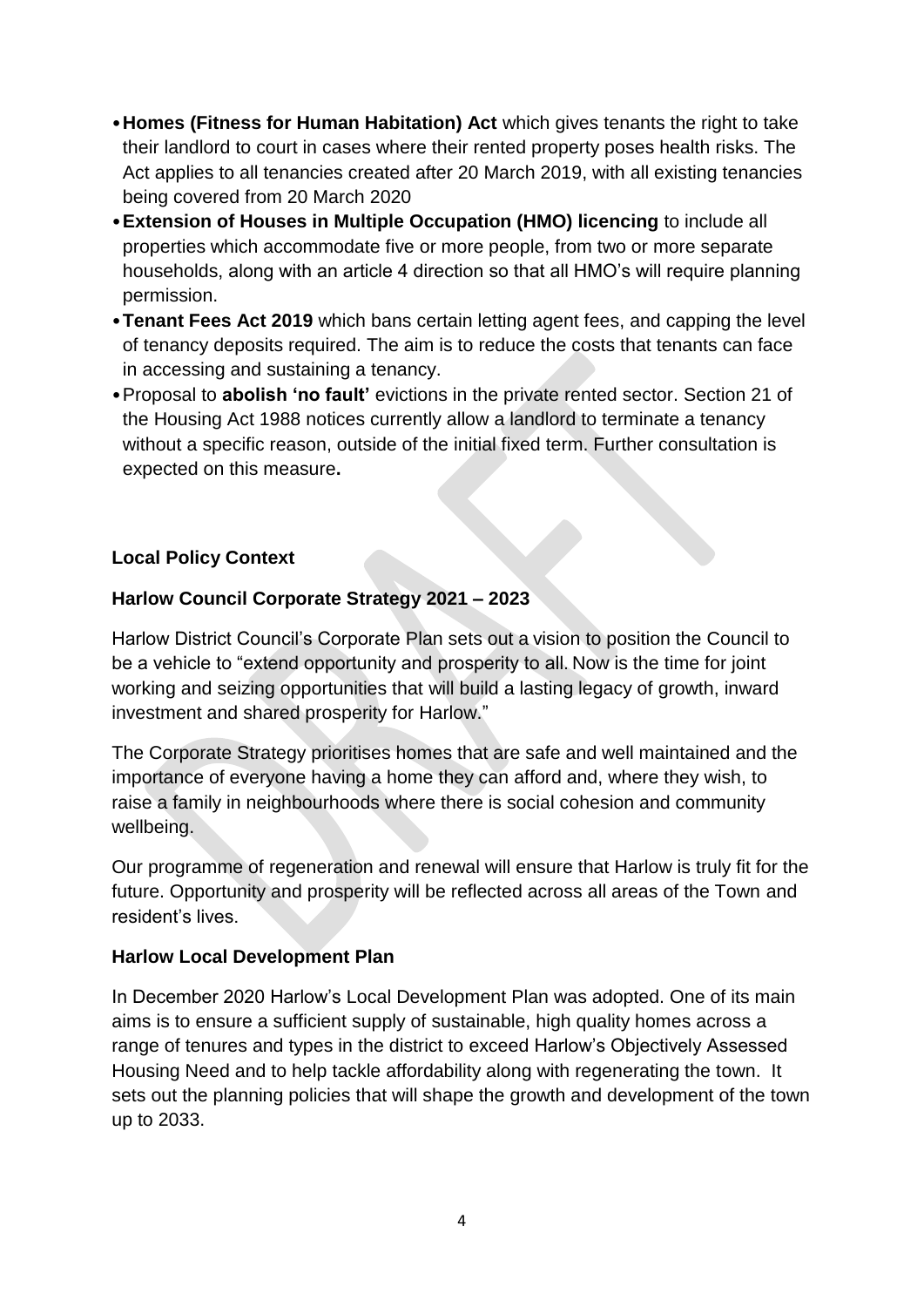- **Homes (Fitness for Human Habitation) Act** which gives tenants the right to take their landlord to court in cases where their rented property poses health risks. The Act applies to all tenancies created after 20 March 2019, with all existing tenancies being covered from 20 March 2020
- **Extension of Houses in Multiple Occupation (HMO) licencing** to include all properties which accommodate five or more people, from two or more separate households, along with an article 4 direction so that all HMO's will require planning permission.
- **Tenant Fees Act 2019** which bans certain letting agent fees, and capping the level of tenancy deposits required. The aim is to reduce the costs that tenants can face in accessing and sustaining a tenancy.
- Proposal to **abolish 'no fault'** evictions in the private rented sector. Section 21 of the Housing Act 1988 notices currently allow a landlord to terminate a tenancy without a specific reason, outside of the initial fixed term. Further consultation is expected on this measure**.**

## Local Policy Context

### Harlow Council Corporate Strategy 2021 – 2023

Harlow District Council's Corporate Plan sets out a vision to position the Council to be a vehicle to "extend opportunity and prosperity to all. Now is the time for joint working and seizing opportunities that will build a lasting legacy of growth, inward investment and shared prosperity for Harlow."

The Corporate Strategy prioritises homes that are safe and well maintained and the importance of everyone having a home they can afford and, where they wish, to raise a family in neighbourhoods where there is social cohesion and community wellbeing.

Our programme of regeneration and renewal will ensure that Harlow is truly fit for the future. Opportunity and prosperity will be reflected across all areas of the Town and resident's lives.

### Harlow Local Development Plan

In December 2020 Harlow's Local Development Plan was adopted. One of its main aims is to ensure a sufficient supply of sustainable, high quality homes across a range of tenures and types in the district to exceed Harlow's Objectively Assessed Housing Need and to help tackle affordability along with regenerating the town. It sets out the planning policies that will shape the growth and development of the town up to 2033.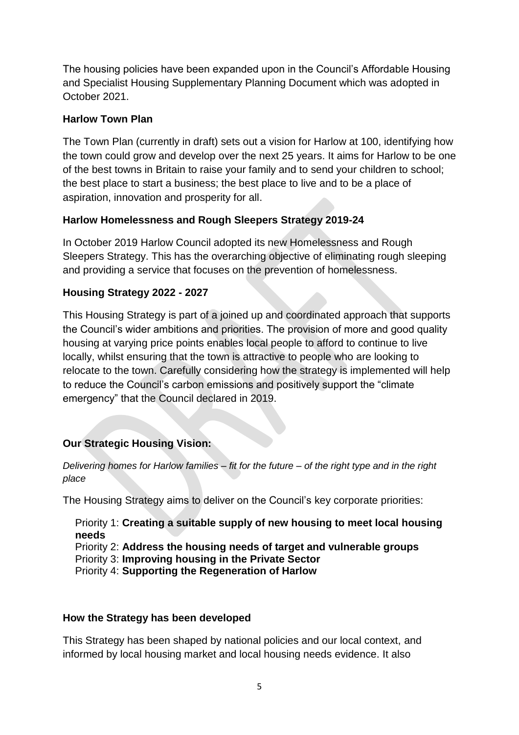The housing policies have been expanded upon in the Council's Affordable Housing and Specialist Housing Supplementary Planning Document which was adopted in October 2021.

**Harlow Town Plan**

The Town Plan (currently in draft) sets out a vision for Harlow at 100, identifying how the town could grow and develop over the next 25 years. It aims for Harlow to be one of the best towns in Britain to raise your family and to send your children to school; the best place to start a business; the best place to live and to be a place of aspiration, innovation and prosperity for all.

**Harlow Homelessness and Rough Sleepers Strategy 2019-24**

In October 2019 Harlow Council adopted its new Homelessness and Rough Sleepers Strategy. This has the overarching objective of eliminating rough sleeping and providing a service that focuses on the prevention of homelessness.

**Housing Strategy 2022 - 2027**

This Housing Strategy is part of a joined up and coordinated approach that supports the Council's wider ambitions and priorities. The provision of more and good quality housing at varying price points enables local people to afford to continue to live locally, whilst ensuring that the town is attractive to people who are looking to relocate to the town. Carefully considering how the strategy is implemented will help to reduce the Council's carbon emissions and positively support the "climate emergency" that the Council declared in 2019.

**Our Strategic Housing Vision:**

*Delivering homes for Harlow families – fit for the future – of the right type and in the right place*

The Housing Strategy aims to deliver on the Council's key corporate priorities:

Priority 1: **Creating a suitable supply of new housing to meet local housing needs**
Priority 2: **Address the housing needs of target and vulnerable groups**
Priority 3: **Improving housing in the Private Sector**
Priority 4: **Supporting the Regeneration of Harlow**

**How the Strategy has been developed**

This Strategy has been shaped by national policies and our local context, and informed by local housing market and local housing needs evidence. It also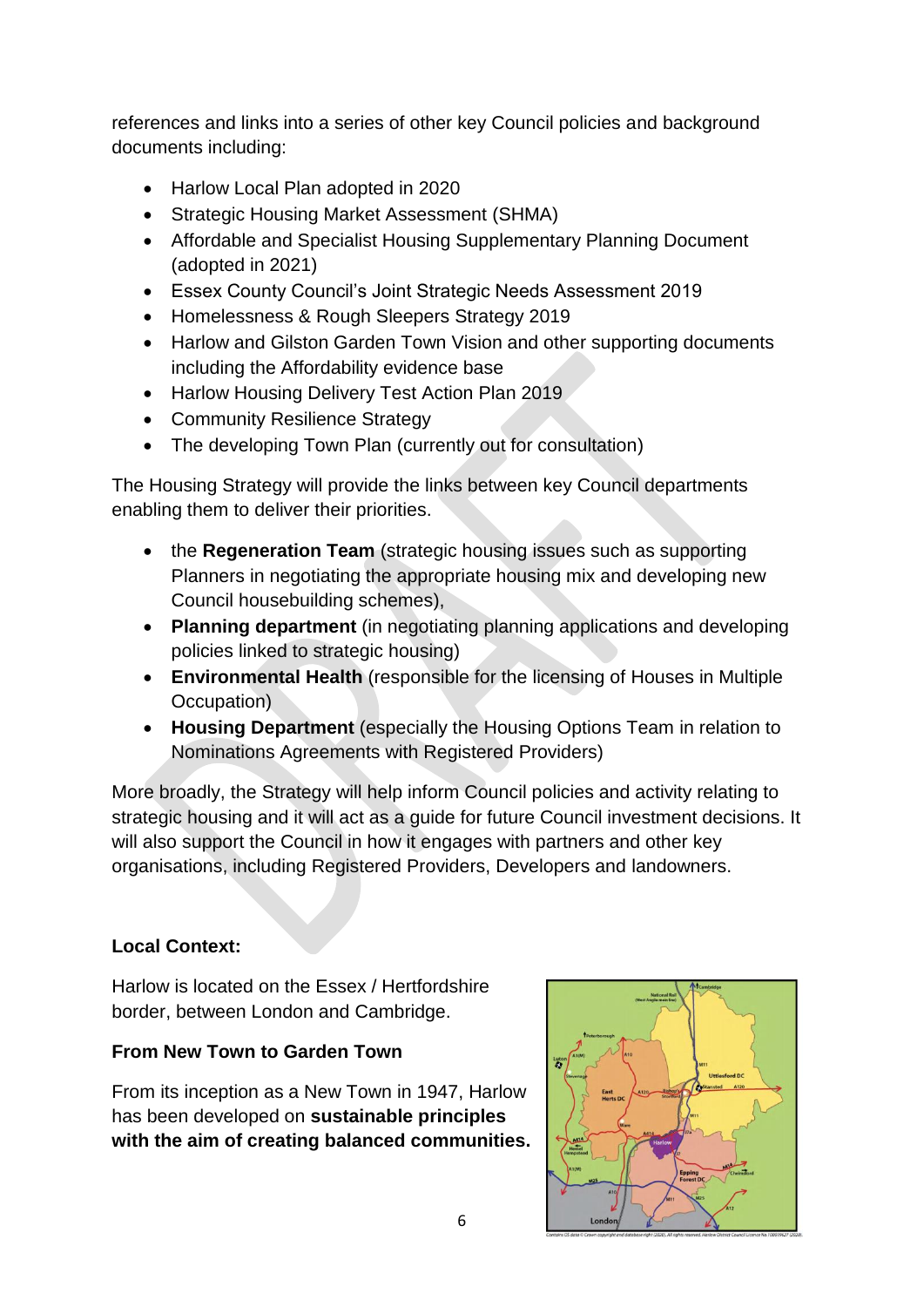references and links into a series of other key Council policies and background documents including:

- Harlow Local Plan adopted in 2020
- Strategic Housing Market Assessment (SHMA)
- Affordable and Specialist Housing Supplementary Planning Document (adopted in 2021)
- Essex County Council's Joint Strategic Needs Assessment 2019
- Homelessness & Rough Sleepers Strategy 2019
- Harlow and Gilston Garden Town Vision and other supporting documents including the Affordability evidence base
- Harlow Housing Delivery Test Action Plan 2019
- Community Resilience Strategy
- The developing Town Plan (currently out for consultation)

The Housing Strategy will provide the links between key Council departments enabling them to deliver their priorities.

- the **Regeneration Team** (strategic housing issues such as supporting Planners in negotiating the appropriate housing mix and developing new Council housebuilding schemes),
- **Planning department** (in negotiating planning applications and developing policies linked to strategic housing)
- **Environmental Health** (responsible for the licensing of Houses in Multiple Occupation)
- **Housing Department** (especially the Housing Options Team in relation to Nominations Agreements with Registered Providers)

More broadly, the Strategy will help inform Council policies and activity relating to strategic housing and it will act as a guide for future Council investment decisions. It will also support the Council in how it engages with partners and other key organisations, including Registered Providers, Developers and landowners.

**Local Context:**

Harlow is located on the Essex / Hertfordshire border, between London and Cambridge.

**From New Town to Garden Town**

From its inception as a New Town in 1947, Harlow has been developed on **sustainable principles with the aim of creating balanced communities.**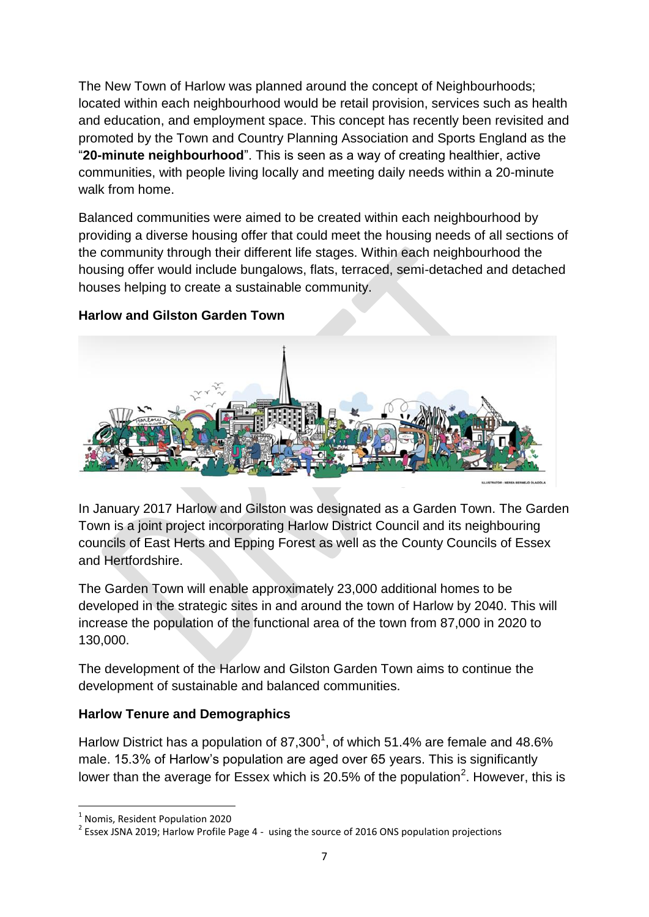The New Town of Harlow was planned around the concept of Neighbourhoods; located within each neighbourhood would be retail provision, services such as health and education, and employment space. This concept has recently been revisited and promoted by the Town and Country Planning Association and Sports England as the "**20-minute neighbourhood**". This is seen as a way of creating healthier, active communities, with people living locally and meeting daily needs within a 20-minute walk from home.

Balanced communities were aimed to be created within each neighbourhood by providing a diverse housing offer that could meet the housing needs of all sections of the community through their different life stages. Within each neighbourhood the housing offer would include bungalows, flats, terraced, semi-detached and detached houses helping to create a sustainable community.

### Harlow and Gilston Garden Town

In January 2017 Harlow and Gilston was designated as a Garden Town. The Garden Town is a joint project incorporating Harlow District Council and its neighbouring councils of East Herts and Epping Forest as well as the County Councils of Essex and Hertfordshire.

The Garden Town will enable approximately 23,000 additional homes to be developed in the strategic sites in and around the town of Harlow by 2040. This will increase the population of the functional area of the town from 87,000 in 2020 to 130,000.

The development of the Harlow and Gilston Garden Town aims to continue the development of sustainable and balanced communities.

### Harlow Tenure and Demographics

Harlow District has a population of 87,300[1], of which 51.4% are female and 48.6% male. 15.3% of Harlow's population are aged over 65 years. This is significantly lower than the average for Essex which is 20.5% of the population[2]. However, this is

---

[1] Nomis, Resident Population 2020

[2] Essex JSNA 2019; Harlow Profile Page 4 - using the source of 2016 ONS population projections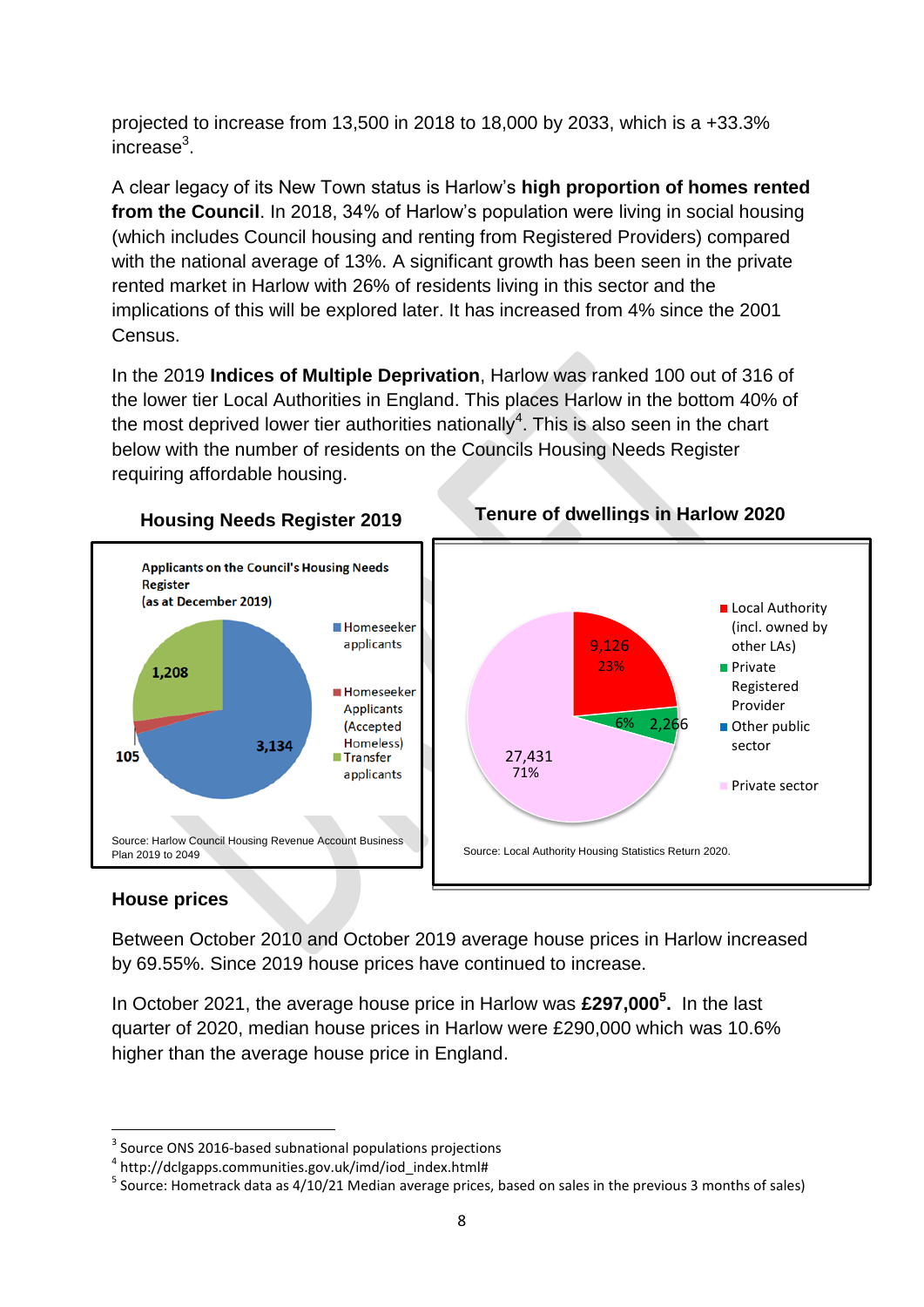projected to increase from 13,500 in 2018 to 18,000 by 2033, which is a +33.3% increase[3].

A clear legacy of its New Town status is Harlow's **high proportion of homes rented from the Council**. In 2018, 34% of Harlow's population were living in social housing (which includes Council housing and renting from Registered Providers) compared with the national average of 13%. A significant growth has been seen in the private rented market in Harlow with 26% of residents living in this sector and the implications of this will be explored later. It has increased from 4% since the 2001 Census.

In the 2019 **Indices of Multiple Deprivation**, Harlow was ranked 100 out of 316 of the lower tier Local Authorities in England. This places Harlow in the bottom 40% of the most deprived lower tier authorities nationally[4]. This is also seen in the chart below with the number of residents on the Councils Housing Needs Register requiring affordable housing.

**Housing Needs Register 2019**

Applicants on the Council's Housing Needs Register (as at December 2019)

| Category | Number |
|---|---|
| Homeseeker applicants | 3,134 |
| Homeseeker Applicants (Accepted Homeless) | 105 |
| Transfer applicants | 1,208 |

Source: Harlow Council Housing Revenue Account Business Plan 2019 to 2049

**Tenure of dwellings in Harlow 2020**

| Tenure | Number | % |
|---|---|---|
| Local Authority (incl. owned by other LAs) | 9,126 | 23% |
| Private Registered Provider | 2,266 | 6% |
| Other public sector | | |
| Private sector | 27,431 | 71% |

Source: Local Authority Housing Statistics Return 2020.

## House prices

Between October 2010 and October 2019 average house prices in Harlow increased by 69.55%. Since 2019 house prices have continued to increase.

In October 2021, the average house price in Harlow was **£297,000[5].** In the last quarter of 2020, median house prices in Harlow were £290,000 which was 10.6% higher than the average house price in England.

---

[3] Source ONS 2016-based subnational populations projections

[4] http://dclgapps.communities.gov.uk/imd/iod_index.html#

[5] Source: Hometrack data as 4/10/21 Median average prices, based on sales in the previous 3 months of sales)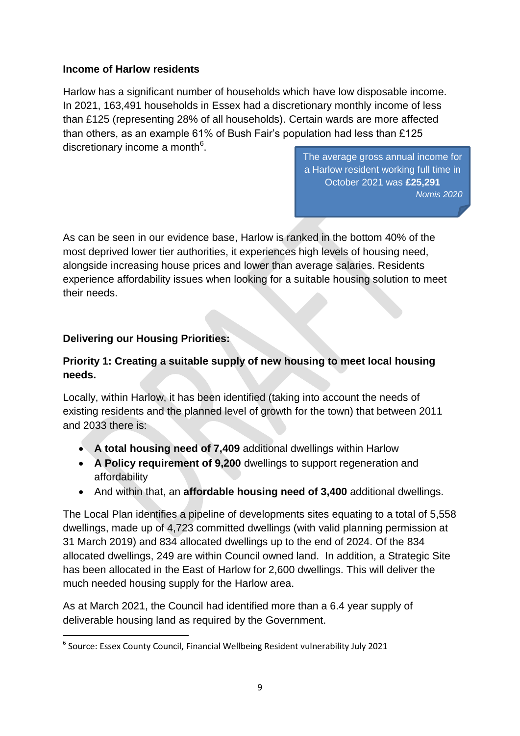**Income of Harlow residents**

Harlow has a significant number of households which have low disposable income. In 2021, 163,491 households in Essex had a discretionary monthly income of less than £125 (representing 28% of all households). Certain wards are more affected than others, as an example 61% of Bush Fair's population had less than £125 discretionary income a month[6].

> The average gross annual income for a Harlow resident working full time in October 2021 was **£25,291**
> *Nomis 2020*

As can be seen in our evidence base, Harlow is ranked in the bottom 40% of the most deprived lower tier authorities, it experiences high levels of housing need, alongside increasing house prices and lower than average salaries. Residents experience affordability issues when looking for a suitable housing solution to meet their needs.

**Delivering our Housing Priorities:**

**Priority 1: Creating a suitable supply of new housing to meet local housing needs.**

Locally, within Harlow, it has been identified (taking into account the needs of existing residents and the planned level of growth for the town) that between 2011 and 2033 there is:

- **A total housing need of 7,409** additional dwellings within Harlow
- **A Policy requirement of 9,200** dwellings to support regeneration and affordability
- And within that, an **affordable housing need of 3,400** additional dwellings.

The Local Plan identifies a pipeline of developments sites equating to a total of 5,558 dwellings, made up of 4,723 committed dwellings (with valid planning permission at 31 March 2019) and 834 allocated dwellings up to the end of 2024. Of the 834 allocated dwellings, 249 are within Council owned land. In addition, a Strategic Site has been allocated in the East of Harlow for 2,600 dwellings. This will deliver the much needed housing supply for the Harlow area.

As at March 2021, the Council had identified more than a 6.4 year supply of deliverable housing land as required by the Government.

[6] Source: Essex County Council, Financial Wellbeing Resident vulnerability July 2021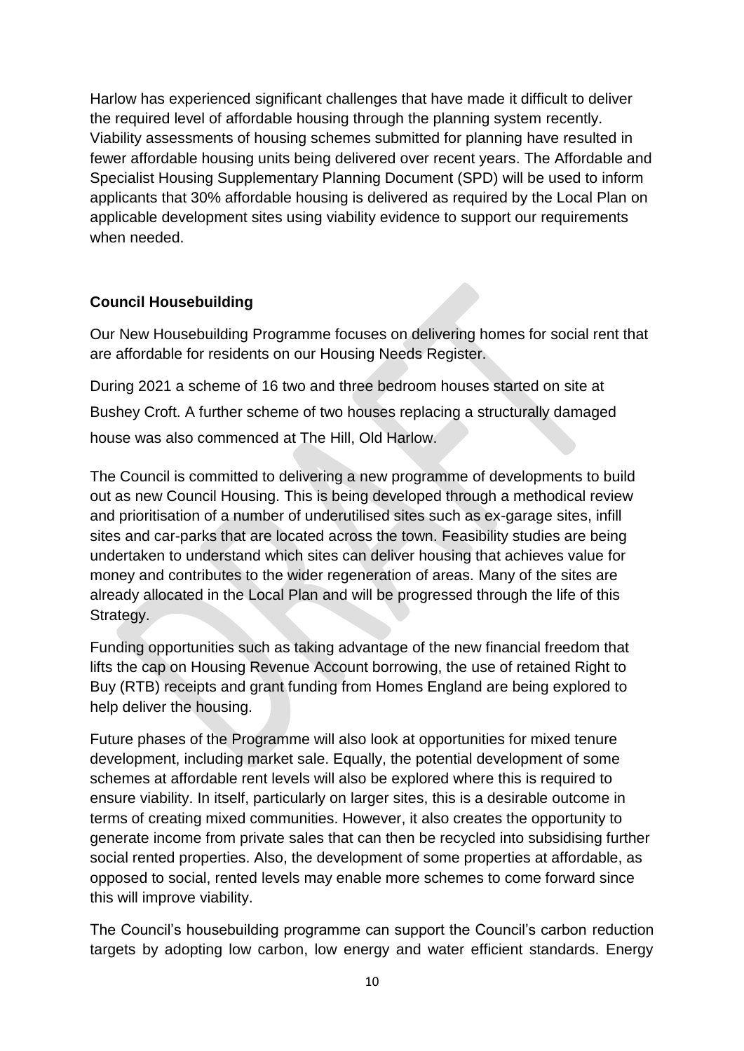Harlow has experienced significant challenges that have made it difficult to deliver the required level of affordable housing through the planning system recently. Viability assessments of housing schemes submitted for planning have resulted in fewer affordable housing units being delivered over recent years. The Affordable and Specialist Housing Supplementary Planning Document (SPD) will be used to inform applicants that 30% affordable housing is delivered as required by the Local Plan on applicable development sites using viability evidence to support our requirements when needed.

**Council Housebuilding**

Our New Housebuilding Programme focuses on delivering homes for social rent that are affordable for residents on our Housing Needs Register.

During 2021 a scheme of 16 two and three bedroom houses started on site at Bushey Croft. A further scheme of two houses replacing a structurally damaged house was also commenced at The Hill, Old Harlow.

The Council is committed to delivering a new programme of developments to build out as new Council Housing. This is being developed through a methodical review and prioritisation of a number of underutilised sites such as ex-garage sites, infill sites and car-parks that are located across the town. Feasibility studies are being undertaken to understand which sites can deliver housing that achieves value for money and contributes to the wider regeneration of areas. Many of the sites are already allocated in the Local Plan and will be progressed through the life of this Strategy.

Funding opportunities such as taking advantage of the new financial freedom that lifts the cap on Housing Revenue Account borrowing, the use of retained Right to Buy (RTB) receipts and grant funding from Homes England are being explored to help deliver the housing.

Future phases of the Programme will also look at opportunities for mixed tenure development, including market sale. Equally, the potential development of some schemes at affordable rent levels will also be explored where this is required to ensure viability. In itself, particularly on larger sites, this is a desirable outcome in terms of creating mixed communities. However, it also creates the opportunity to generate income from private sales that can then be recycled into subsidising further social rented properties. Also, the development of some properties at affordable, as opposed to social, rented levels may enable more schemes to come forward since this will improve viability.

The Council's housebuilding programme can support the Council's carbon reduction targets by adopting low carbon, low energy and water efficient standards. Energy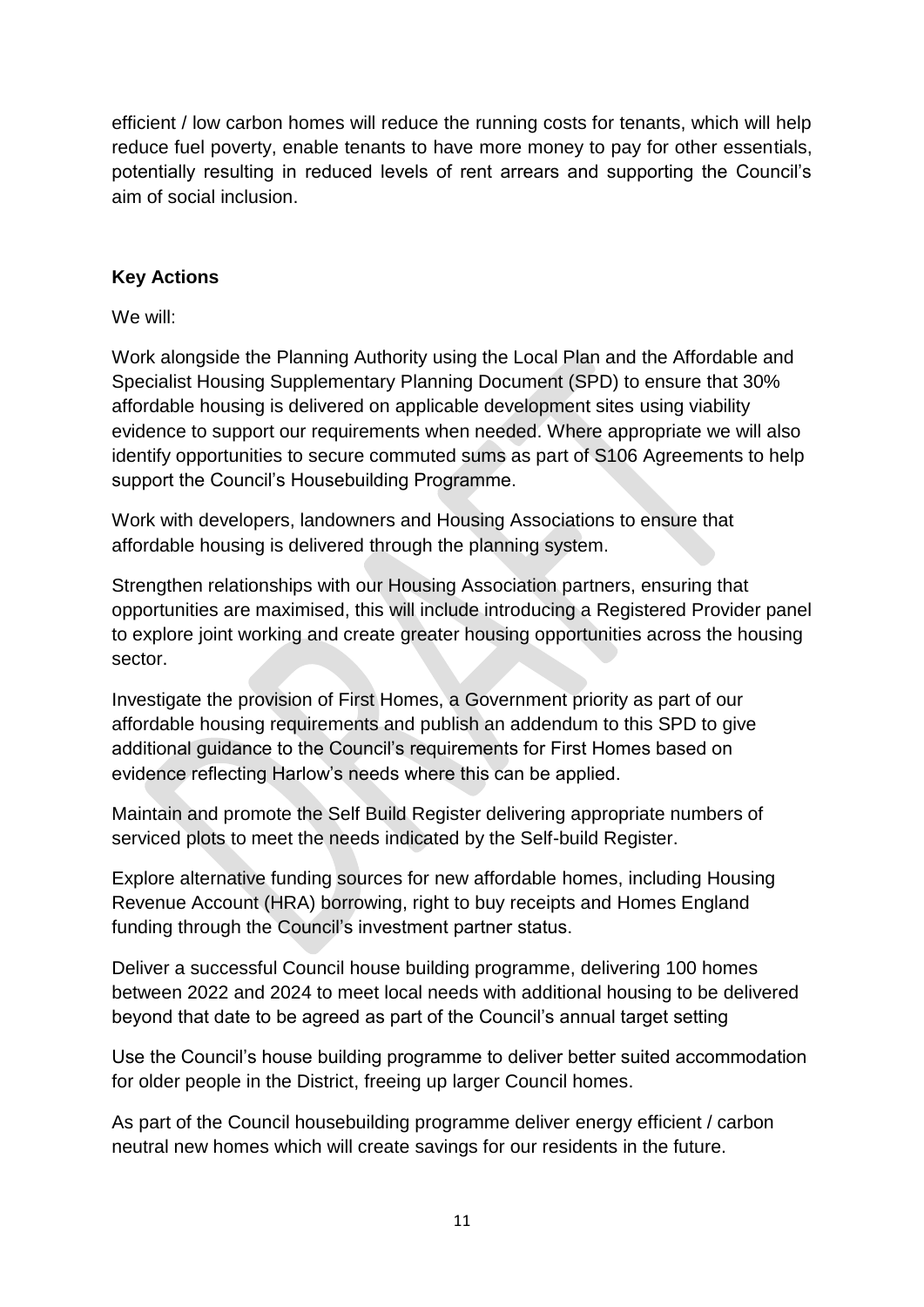efficient / low carbon homes will reduce the running costs for tenants, which will help reduce fuel poverty, enable tenants to have more money to pay for other essentials, potentially resulting in reduced levels of rent arrears and supporting the Council's aim of social inclusion.

**Key Actions**

We will:

Work alongside the Planning Authority using the Local Plan and the Affordable and Specialist Housing Supplementary Planning Document (SPD) to ensure that 30% affordable housing is delivered on applicable development sites using viability evidence to support our requirements when needed. Where appropriate we will also identify opportunities to secure commuted sums as part of S106 Agreements to help support the Council's Housebuilding Programme.

Work with developers, landowners and Housing Associations to ensure that affordable housing is delivered through the planning system.

Strengthen relationships with our Housing Association partners, ensuring that opportunities are maximised, this will include introducing a Registered Provider panel to explore joint working and create greater housing opportunities across the housing sector.

Investigate the provision of First Homes, a Government priority as part of our affordable housing requirements and publish an addendum to this SPD to give additional guidance to the Council's requirements for First Homes based on evidence reflecting Harlow's needs where this can be applied.

Maintain and promote the Self Build Register delivering appropriate numbers of serviced plots to meet the needs indicated by the Self-build Register.

Explore alternative funding sources for new affordable homes, including Housing Revenue Account (HRA) borrowing, right to buy receipts and Homes England funding through the Council's investment partner status.

Deliver a successful Council house building programme, delivering 100 homes between 2022 and 2024 to meet local needs with additional housing to be delivered beyond that date to be agreed as part of the Council's annual target setting

Use the Council's house building programme to deliver better suited accommodation for older people in the District, freeing up larger Council homes.

As part of the Council housebuilding programme deliver energy efficient / carbon neutral new homes which will create savings for our residents in the future.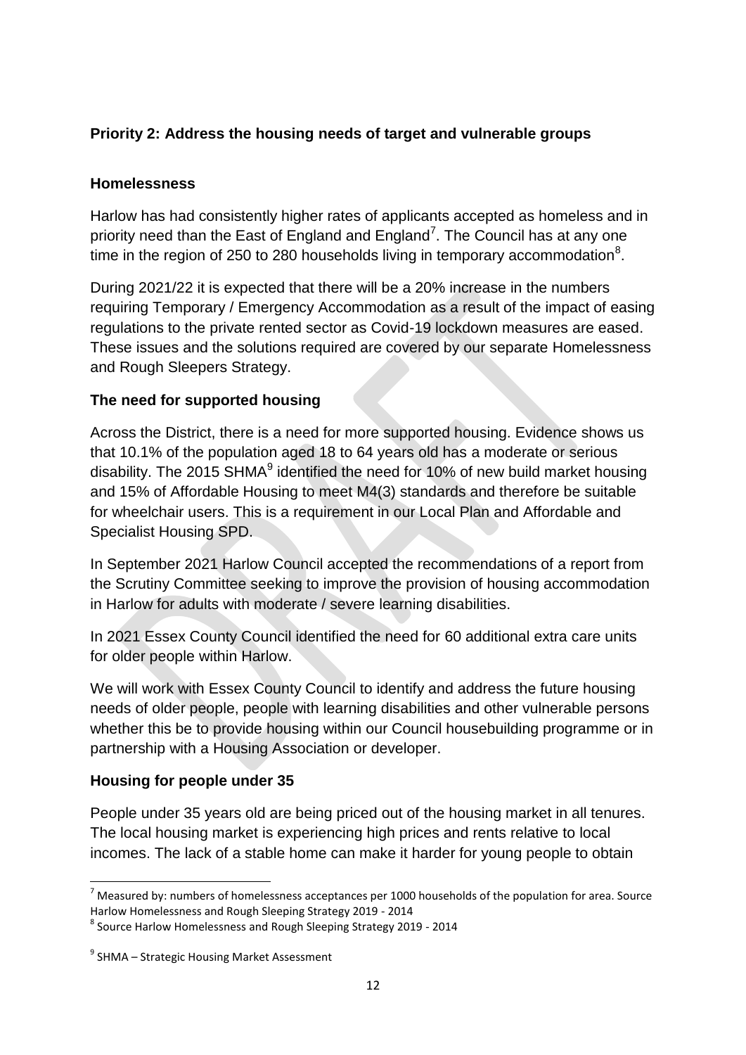**Priority 2: Address the housing needs of target and vulnerable groups**

**Homelessness**

Harlow has had consistently higher rates of applicants accepted as homeless and in priority need than the East of England and England[7]. The Council has at any one time in the region of 250 to 280 households living in temporary accommodation[8].

During 2021/22 it is expected that there will be a 20% increase in the numbers requiring Temporary / Emergency Accommodation as a result of the impact of easing regulations to the private rented sector as Covid-19 lockdown measures are eased. These issues and the solutions required are covered by our separate Homelessness and Rough Sleepers Strategy.

**The need for supported housing**

Across the District, there is a need for more supported housing. Evidence shows us that 10.1% of the population aged 18 to 64 years old has a moderate or serious disability. The 2015 SHMA[9] identified the need for 10% of new build market housing and 15% of Affordable Housing to meet M4(3) standards and therefore be suitable for wheelchair users. This is a requirement in our Local Plan and Affordable and Specialist Housing SPD.

In September 2021 Harlow Council accepted the recommendations of a report from the Scrutiny Committee seeking to improve the provision of housing accommodation in Harlow for adults with moderate / severe learning disabilities.

In 2021 Essex County Council identified the need for 60 additional extra care units for older people within Harlow.

We will work with Essex County Council to identify and address the future housing needs of older people, people with learning disabilities and other vulnerable persons whether this be to provide housing within our Council housebuilding programme or in partnership with a Housing Association or developer.

**Housing for people under 35**

People under 35 years old are being priced out of the housing market in all tenures. The local housing market is experiencing high prices and rents relative to local incomes. The lack of a stable home can make it harder for young people to obtain

---

[7] Measured by: numbers of homelessness acceptances per 1000 households of the population for area. Source Harlow Homelessness and Rough Sleeping Strategy 2019 - 2014

[8] Source Harlow Homelessness and Rough Sleeping Strategy 2019 - 2014

[9] SHMA – Strategic Housing Market Assessment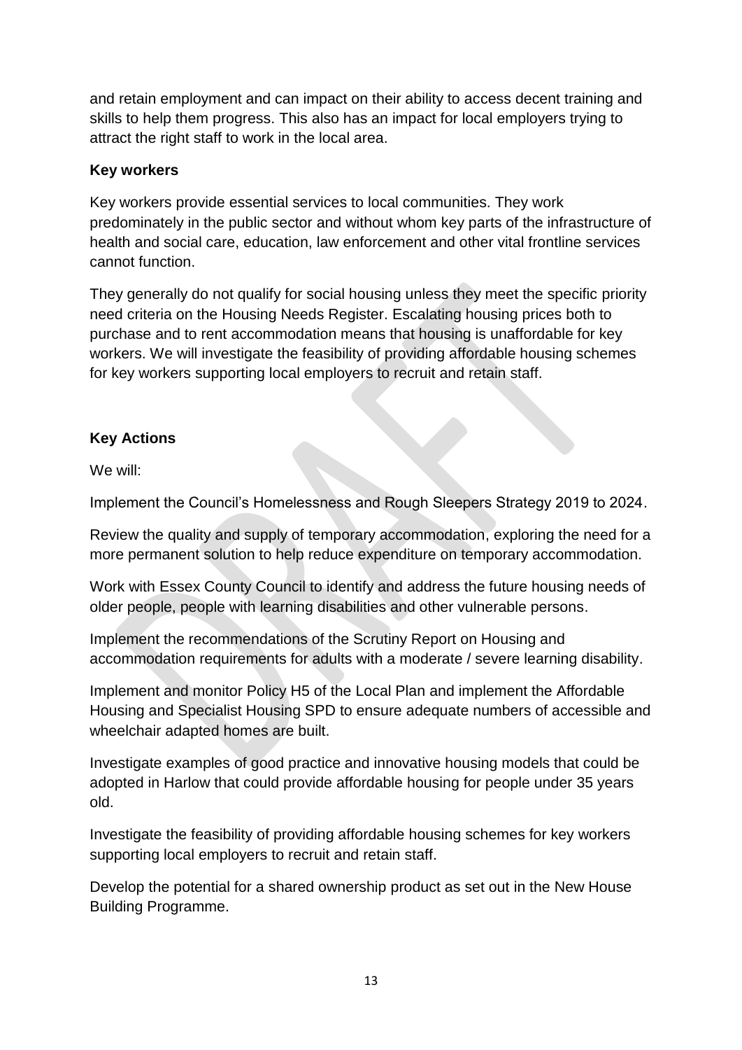and retain employment and can impact on their ability to access decent training and skills to help them progress. This also has an impact for local employers trying to attract the right staff to work in the local area.

**Key workers**

Key workers provide essential services to local communities. They work predominately in the public sector and without whom key parts of the infrastructure of health and social care, education, law enforcement and other vital frontline services cannot function.

They generally do not qualify for social housing unless they meet the specific priority need criteria on the Housing Needs Register. Escalating housing prices both to purchase and to rent accommodation means that housing is unaffordable for key workers. We will investigate the feasibility of providing affordable housing schemes for key workers supporting local employers to recruit and retain staff.

**Key Actions**

We will:

Implement the Council's Homelessness and Rough Sleepers Strategy 2019 to 2024.

Review the quality and supply of temporary accommodation, exploring the need for a more permanent solution to help reduce expenditure on temporary accommodation.

Work with Essex County Council to identify and address the future housing needs of older people, people with learning disabilities and other vulnerable persons.

Implement the recommendations of the Scrutiny Report on Housing and accommodation requirements for adults with a moderate / severe learning disability.

Implement and monitor Policy H5 of the Local Plan and implement the Affordable Housing and Specialist Housing SPD to ensure adequate numbers of accessible and wheelchair adapted homes are built.

Investigate examples of good practice and innovative housing models that could be adopted in Harlow that could provide affordable housing for people under 35 years old.

Investigate the feasibility of providing affordable housing schemes for key workers supporting local employers to recruit and retain staff.

Develop the potential for a shared ownership product as set out in the New House Building Programme.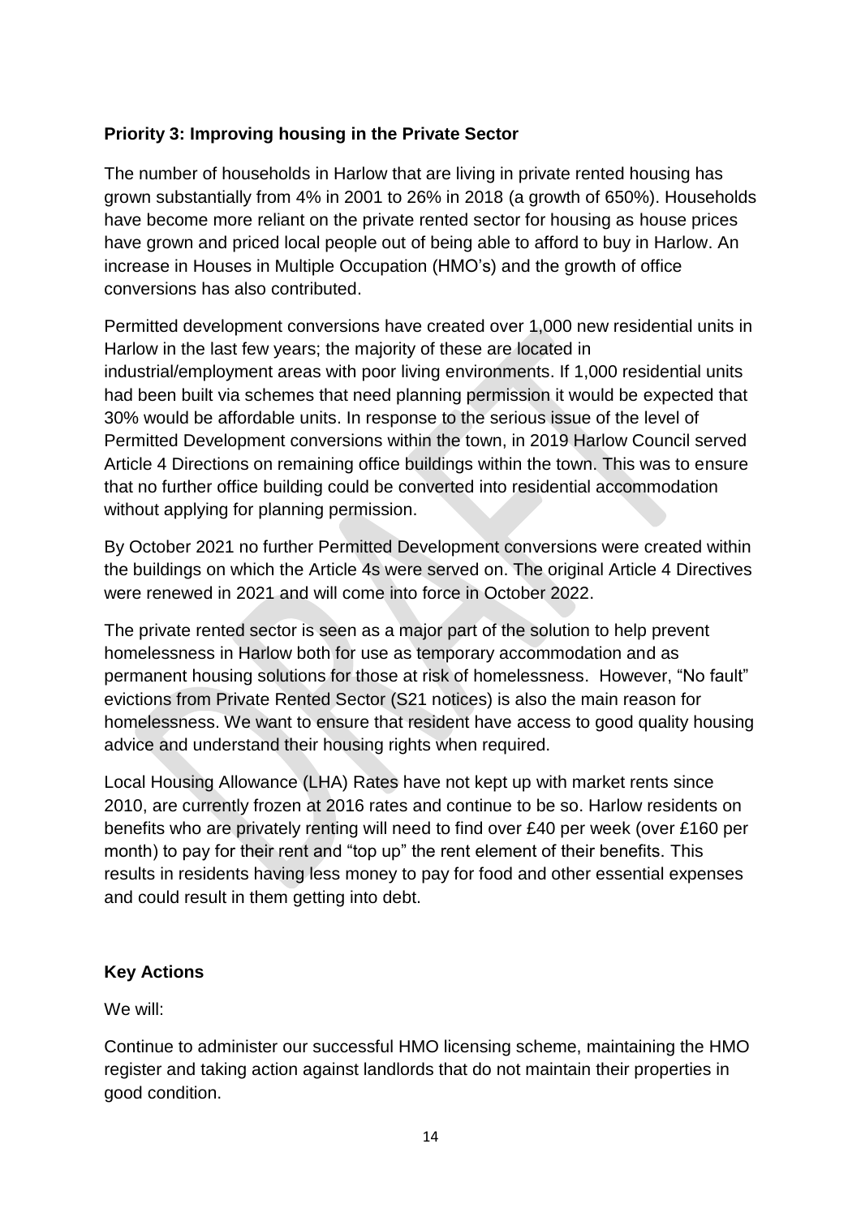### Priority 3: Improving housing in the Private Sector

The number of households in Harlow that are living in private rented housing has grown substantially from 4% in 2001 to 26% in 2018 (a growth of 650%). Households have become more reliant on the private rented sector for housing as house prices have grown and priced local people out of being able to afford to buy in Harlow. An increase in Houses in Multiple Occupation (HMO's) and the growth of office conversions has also contributed.

Permitted development conversions have created over 1,000 new residential units in Harlow in the last few years; the majority of these are located in industrial/employment areas with poor living environments. If 1,000 residential units had been built via schemes that need planning permission it would be expected that 30% would be affordable units. In response to the serious issue of the level of Permitted Development conversions within the town, in 2019 Harlow Council served Article 4 Directions on remaining office buildings within the town. This was to ensure that no further office building could be converted into residential accommodation without applying for planning permission.

By October 2021 no further Permitted Development conversions were created within the buildings on which the Article 4s were served on. The original Article 4 Directives were renewed in 2021 and will come into force in October 2022.

The private rented sector is seen as a major part of the solution to help prevent homelessness in Harlow both for use as temporary accommodation and as permanent housing solutions for those at risk of homelessness. However, "No fault" evictions from Private Rented Sector (S21 notices) is also the main reason for homelessness. We want to ensure that resident have access to good quality housing advice and understand their housing rights when required.

Local Housing Allowance (LHA) Rates have not kept up with market rents since 2010, are currently frozen at 2016 rates and continue to be so. Harlow residents on benefits who are privately renting will need to find over £40 per week (over £160 per month) to pay for their rent and "top up" the rent element of their benefits. This results in residents having less money to pay for food and other essential expenses and could result in them getting into debt.

### Key Actions

We will:

Continue to administer our successful HMO licensing scheme, maintaining the HMO register and taking action against landlords that do not maintain their properties in good condition.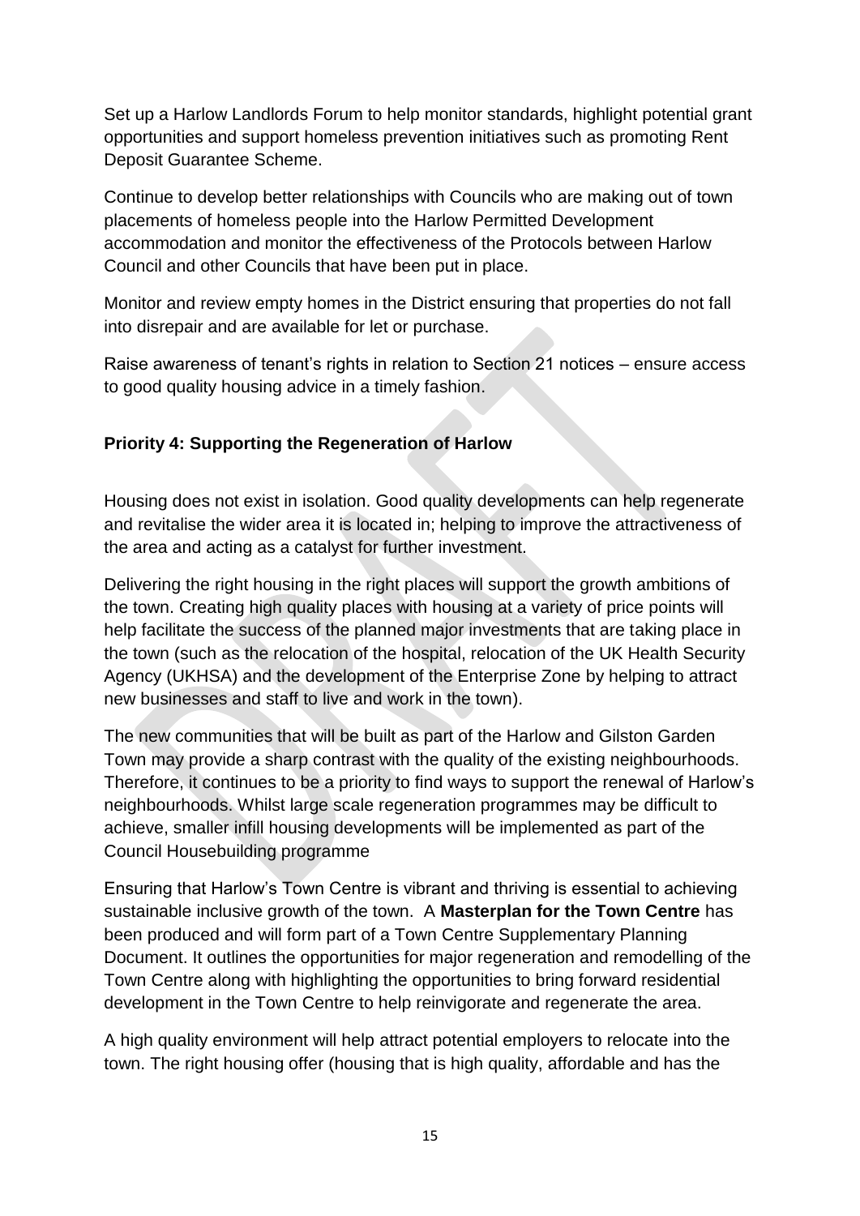Set up a Harlow Landlords Forum to help monitor standards, highlight potential grant opportunities and support homeless prevention initiatives such as promoting Rent Deposit Guarantee Scheme.

Continue to develop better relationships with Councils who are making out of town placements of homeless people into the Harlow Permitted Development accommodation and monitor the effectiveness of the Protocols between Harlow Council and other Councils that have been put in place.

Monitor and review empty homes in the District ensuring that properties do not fall into disrepair and are available for let or purchase.

Raise awareness of tenant's rights in relation to Section 21 notices – ensure access to good quality housing advice in a timely fashion.

**Priority 4: Supporting the Regeneration of Harlow**

Housing does not exist in isolation. Good quality developments can help regenerate and revitalise the wider area it is located in; helping to improve the attractiveness of the area and acting as a catalyst for further investment.

Delivering the right housing in the right places will support the growth ambitions of the town. Creating high quality places with housing at a variety of price points will help facilitate the success of the planned major investments that are taking place in the town (such as the relocation of the hospital, relocation of the UK Health Security Agency (UKHSA) and the development of the Enterprise Zone by helping to attract new businesses and staff to live and work in the town).

The new communities that will be built as part of the Harlow and Gilston Garden Town may provide a sharp contrast with the quality of the existing neighbourhoods. Therefore, it continues to be a priority to find ways to support the renewal of Harlow's neighbourhoods. Whilst large scale regeneration programmes may be difficult to achieve, smaller infill housing developments will be implemented as part of the Council Housebuilding programme

Ensuring that Harlow's Town Centre is vibrant and thriving is essential to achieving sustainable inclusive growth of the town. A **Masterplan for the Town Centre** has been produced and will form part of a Town Centre Supplementary Planning Document. It outlines the opportunities for major regeneration and remodelling of the Town Centre along with highlighting the opportunities to bring forward residential development in the Town Centre to help reinvigorate and regenerate the area.

A high quality environment will help attract potential employers to relocate into the town. The right housing offer (housing that is high quality, affordable and has the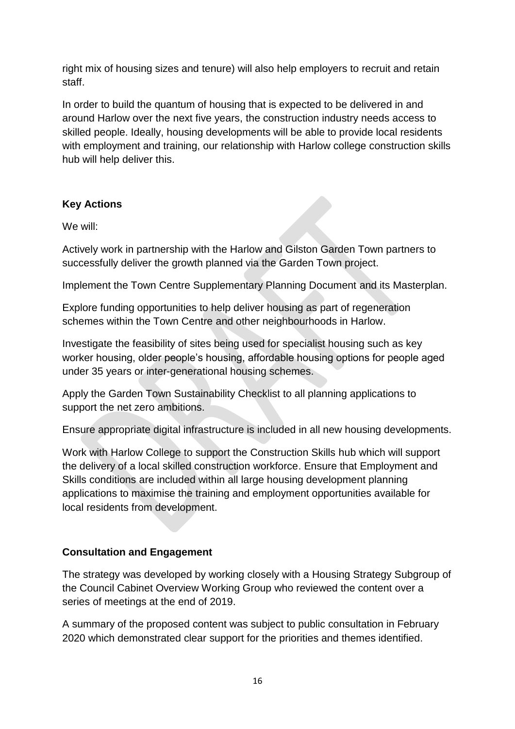right mix of housing sizes and tenure) will also help employers to recruit and retain staff.

In order to build the quantum of housing that is expected to be delivered in and around Harlow over the next five years, the construction industry needs access to skilled people. Ideally, housing developments will be able to provide local residents with employment and training, our relationship with Harlow college construction skills hub will help deliver this.

**Key Actions**

We will:

Actively work in partnership with the Harlow and Gilston Garden Town partners to successfully deliver the growth planned via the Garden Town project.

Implement the Town Centre Supplementary Planning Document and its Masterplan.

Explore funding opportunities to help deliver housing as part of regeneration schemes within the Town Centre and other neighbourhoods in Harlow.

Investigate the feasibility of sites being used for specialist housing such as key worker housing, older people's housing, affordable housing options for people aged under 35 years or inter-generational housing schemes.

Apply the Garden Town Sustainability Checklist to all planning applications to support the net zero ambitions.

Ensure appropriate digital infrastructure is included in all new housing developments.

Work with Harlow College to support the Construction Skills hub which will support the delivery of a local skilled construction workforce. Ensure that Employment and Skills conditions are included within all large housing development planning applications to maximise the training and employment opportunities available for local residents from development.

**Consultation and Engagement**

The strategy was developed by working closely with a Housing Strategy Subgroup of the Council Cabinet Overview Working Group who reviewed the content over a series of meetings at the end of 2019.

A summary of the proposed content was subject to public consultation in February 2020 which demonstrated clear support for the priorities and themes identified.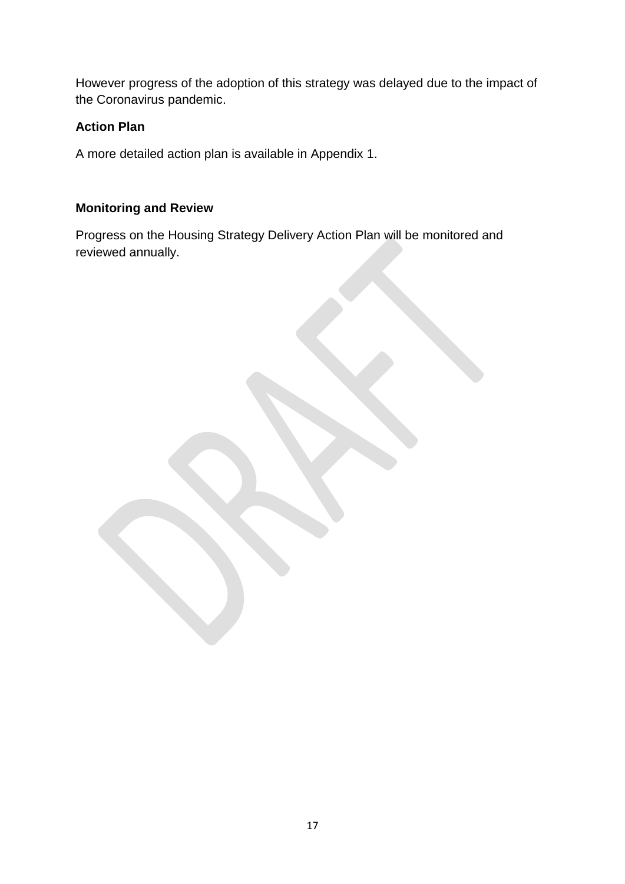However progress of the adoption of this strategy was delayed due to the impact of the Coronavirus pandemic.

**Action Plan**

A more detailed action plan is available in Appendix 1.

**Monitoring and Review**

Progress on the Housing Strategy Delivery Action Plan will be monitored and reviewed annually.